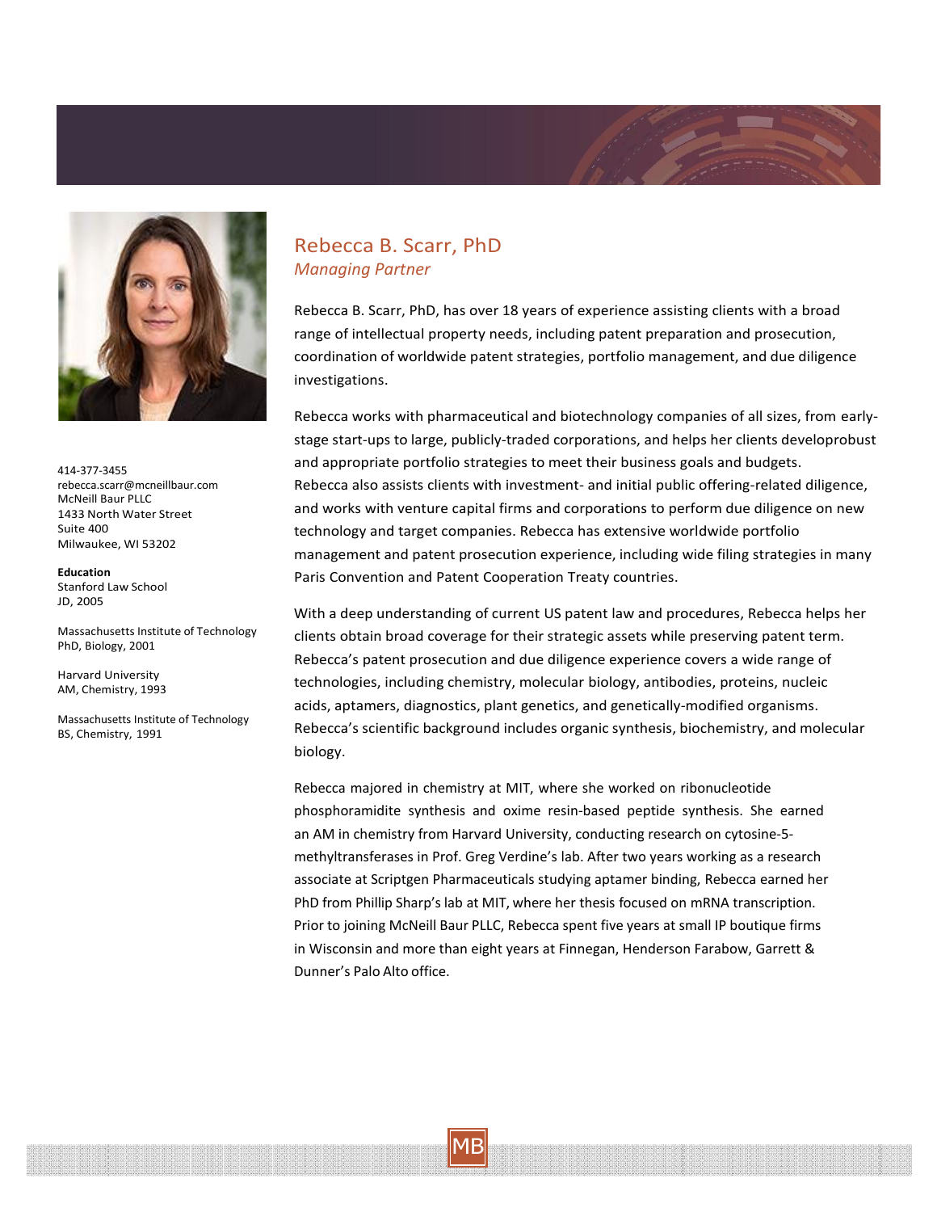# Rebecca B. Scarr, PhD

*Managing Partner*

414-377-3455
rebecca.scarr@mcneillbaur.com
McNeill Baur PLLC
1433 North Water Street
Suite 400
Milwaukee, WI 53202

**Education**

Stanford Law School
JD, 2005

Massachusetts Institute of Technology
PhD, Biology, 2001

Harvard University
AM, Chemistry, 1993

Massachusetts Institute of Technology
BS, Chemistry, 1991

Rebecca B. Scarr, PhD, has over 18 years of experience assisting clients with a broad range of intellectual property needs, including patent preparation and prosecution, coordination of worldwide patent strategies, portfolio management, and due diligence investigations.

Rebecca works with pharmaceutical and biotechnology companies of all sizes, from early-stage start-ups to large, publicly-traded corporations, and helps her clients developrobust and appropriate portfolio strategies to meet their business goals and budgets. Rebecca also assists clients with investment- and initial public offering-related diligence, and works with venture capital firms and corporations to perform due diligence on new technology and target companies. Rebecca has extensive worldwide portfolio management and patent prosecution experience, including wide filing strategies in many Paris Convention and Patent Cooperation Treaty countries.

With a deep understanding of current US patent law and procedures, Rebecca helps her clients obtain broad coverage for their strategic assets while preserving patent term. Rebecca's patent prosecution and due diligence experience covers a wide range of technologies, including chemistry, molecular biology, antibodies, proteins, nucleic acids, aptamers, diagnostics, plant genetics, and genetically-modified organisms. Rebecca's scientific background includes organic synthesis, biochemistry, and molecular biology.

Rebecca majored in chemistry at MIT, where she worked on ribonucleotide phosphoramidite synthesis and oxime resin-based peptide synthesis. She earned an AM in chemistry from Harvard University, conducting research on cytosine-5-methyltransferases in Prof. Greg Verdine's lab. After two years working as a research associate at Scriptgen Pharmaceuticals studying aptamer binding, Rebecca earned her PhD from Phillip Sharp's lab at MIT, where her thesis focused on mRNA transcription. Prior to joining McNeill Baur PLLC, Rebecca spent five years at small IP boutique firms in Wisconsin and more than eight years at Finnegan, Henderson Farabow, Garrett & Dunner's Palo Alto office.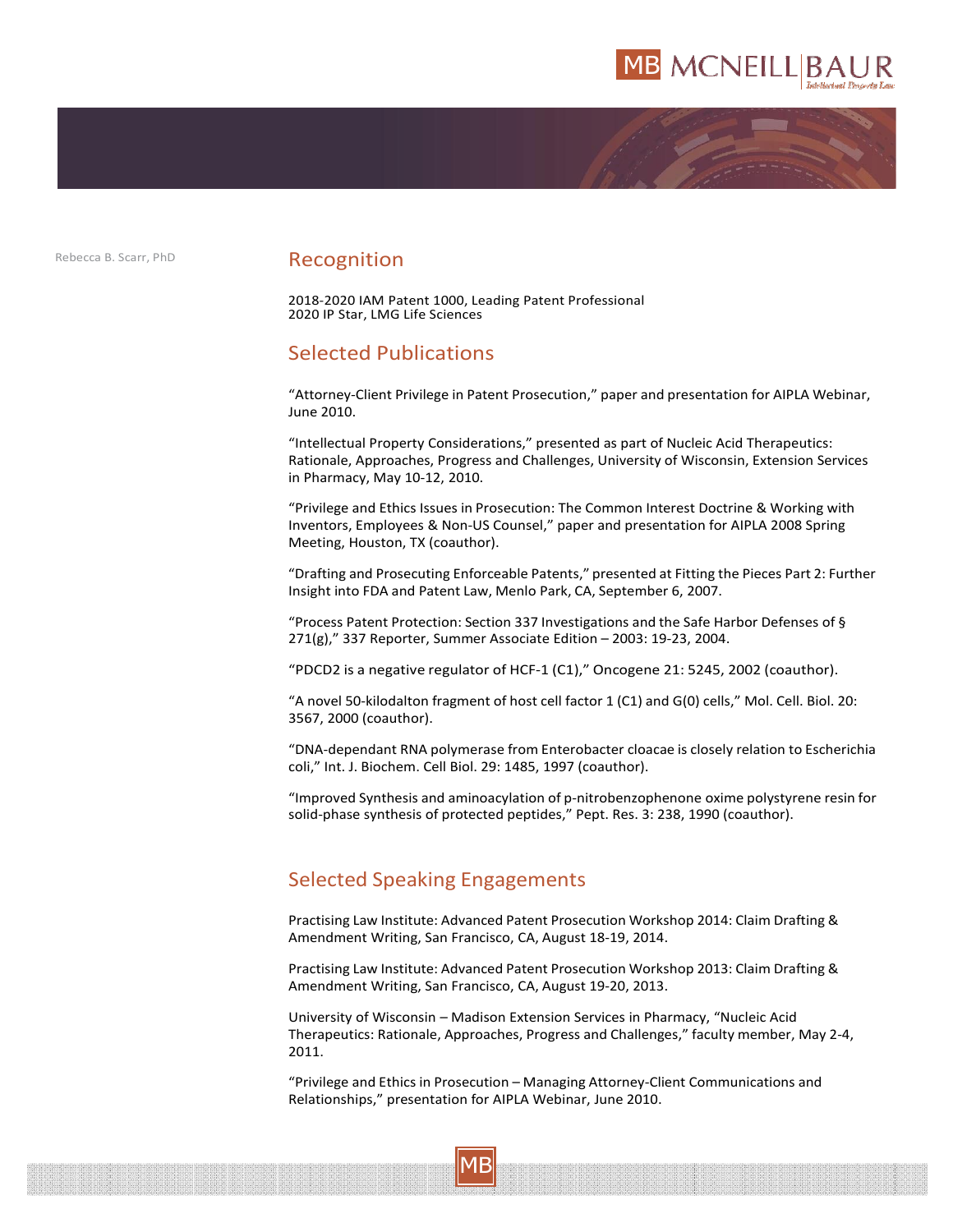Rebecca B. Scarr, PhD

## Recognition

2018-2020 IAM Patent 1000, Leading Patent Professional
2020 IP Star, LMG Life Sciences

## Selected Publications

"Attorney-Client Privilege in Patent Prosecution," paper and presentation for AIPLA Webinar, June 2010.

"Intellectual Property Considerations," presented as part of Nucleic Acid Therapeutics: Rationale, Approaches, Progress and Challenges, University of Wisconsin, Extension Services in Pharmacy, May 10-12, 2010.

"Privilege and Ethics Issues in Prosecution: The Common Interest Doctrine & Working with Inventors, Employees & Non-US Counsel," paper and presentation for AIPLA 2008 Spring Meeting, Houston, TX (coauthor).

"Drafting and Prosecuting Enforceable Patents," presented at Fitting the Pieces Part 2: Further Insight into FDA and Patent Law, Menlo Park, CA, September 6, 2007.

"Process Patent Protection: Section 337 Investigations and the Safe Harbor Defenses of § 271(g)," 337 Reporter, Summer Associate Edition – 2003: 19-23, 2004.

"PDCD2 is a negative regulator of HCF-1 (C1)," Oncogene 21: 5245, 2002 (coauthor).

"A novel 50-kilodalton fragment of host cell factor 1 (C1) and G(0) cells," Mol. Cell. Biol. 20: 3567, 2000 (coauthor).

"DNA-dependant RNA polymerase from Enterobacter cloacae is closely relation to Escherichia coli," Int. J. Biochem. Cell Biol. 29: 1485, 1997 (coauthor).

"Improved Synthesis and aminoacylation of p-nitrobenzophenone oxime polystyrene resin for solid-phase synthesis of protected peptides," Pept. Res. 3: 238, 1990 (coauthor).

## Selected Speaking Engagements

Practising Law Institute: Advanced Patent Prosecution Workshop 2014: Claim Drafting & Amendment Writing, San Francisco, CA, August 18-19, 2014.

Practising Law Institute: Advanced Patent Prosecution Workshop 2013: Claim Drafting & Amendment Writing, San Francisco, CA, August 19-20, 2013.

University of Wisconsin – Madison Extension Services in Pharmacy, "Nucleic Acid Therapeutics: Rationale, Approaches, Progress and Challenges," faculty member, May 2-4, 2011.

"Privilege and Ethics in Prosecution – Managing Attorney-Client Communications and Relationships," presentation for AIPLA Webinar, June 2010.